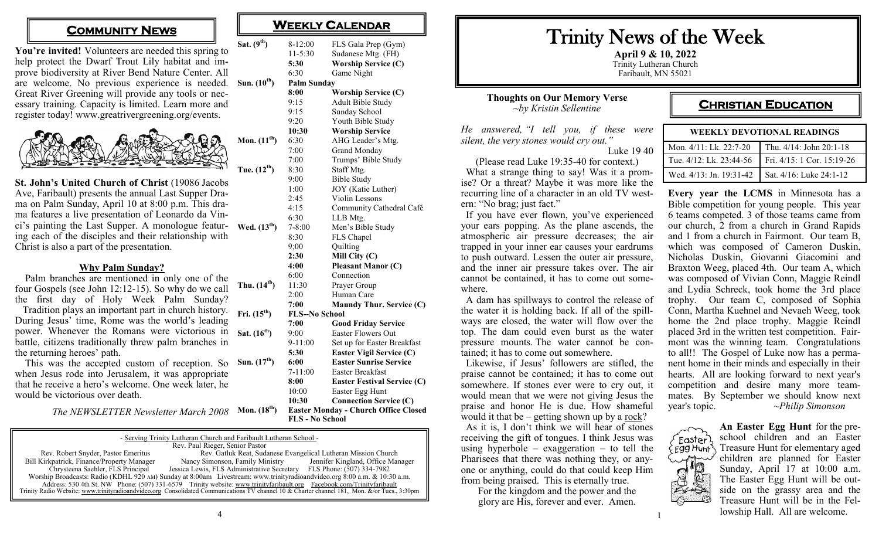## Community News

**You're invited!** Volunteers are needed this spring to help protect the Dwarf Trout Lily habitat and improve biodiversity at River Bend Nature Center. All are welcome. No previous experience is needed. Great River Greening will provide any tools or necessary training. Capacity is limited. Learn more and register today! www.greatrivergreening.org/events.

**St. John's United Church of Christ** (19086 Jacobs Ave, Faribault) presents the annual Last Supper Drama on Palm Sunday, April 10 at 8:00 p.m. This drama features a live presentation of Leonardo da Vinci's painting the Last Supper. A monologue featuring each of the disciples and their relationship with Christ is also a part of the presentation.

### Why Palm Sunday?

Palm branches are mentioned in only one of the four Gospels (see John 12:12-15). So why do we call the first day of Holy Week Palm Sunday?

Tradition plays an important part in church history. During Jesus' time, Rome was the world's leading power. Whenever the Romans were victorious in battle, citizens traditionally threw palm branches in the returning heroes' path.

This was the accepted custom of reception. So when Jesus rode into Jerusalem, it was appropriate that he receive a hero's welcome. One week later, he would be victorious over death.

*The NEWSLETTER Newsletter March 2008*

## Weekly Calendar

| Day | Time | Event |
|---|---|---|
| Sat. (9th) | 8-12:00 | FLS Gala Prep (Gym) |
| | 11-5:30 | Sudanese Mtg. (FH) |
| | **5:30** | **Worship Service (C)** |
| | 6:30 | Game Night |
| Sun. (10th) | **Palm Sunday** | |
| | **8:00** | **Worship Service (C)** |
| | 9:15 | Adult Bible Study |
| | 9:15 | Sunday School |
| | 9:20 | Youth Bible Study |
| | **10:30** | **Worship Service** |
| Mon. (11th) | 6:30 | AHG Leader's Mtg. |
| | 7:00 | Grand Monday |
| | 7:00 | Trumps' Bible Study |
| Tue. (12th) | 8:30 | Staff Mtg. |
| | 9:00 | Bible Study |
| | 1:00 | JOY (Katie Luther) |
| | 2:45 | Violin Lessons |
| | 4:15 | Community Cathedral Café |
| | 6:30 | LLB Mtg. |
| Wed. (13th) | 7-8:00 | Men's Bible Study |
| | 8:30 | FLS Chapel |
| | 9;00 | Quilting |
| | **2:30** | **Mill City (C)** |
| | **4:00** | **Pleasant Manor (C)** |
| | 6:00 | Connection |
| Thu. (14th) | 11:30 | Prayer Group |
| | 2:00 | Human Care |
| | **7:00** | **Maundy Thur. Service (C)** |
| Fri. (15th) | **FLS--No School** | |
| | **7:00** | **Good Friday Service** |
| Sat. (16th) | 9:00 | Easter Flowers Out |
| | 9-11:00 | Set up for Easter Breakfast |
| | **5:30** | **Easter Vigil Service (C)** |
| Sun. (17th) | **6:00** | **Easter Sunrise Service** |
| | 7-11:00 | Easter Breakfast |
| | **8:00** | **Easter Festival Service (C)** |
| | 10:00 | Easter Egg Hunt |
| | **10:30** | **Connection Service (C)** |
| Mon. (18th) | **Easter Monday - Church Office Closed** | |
| | **FLS - No School** | |

- Serving Trinity Lutheran Church and Faribault Lutheran School -
Rev. Paul Rieger, Senior Pastor
Rev. Robert Snyder, Pastor Emeritus — Rev. Gatluk Reat, Sudanese Evangelical Lutheran Mission Church
Bill Kirkpatrick, Finance/Property Manager — Nancy Simonson, Family Ministry — Jennifer Kingland, Office Manager
Chrysteena Saehler, FLS Principal — Jessica Lewis, FLS Administrative Secretary — FLS Phone: (507) 334-7982
Worship Broadcasts: Radio (KDHL 920 AM) Sunday at 8:00am Livestream: www.trinityradioandvideo.org 8:00 a.m. & 10:30 a.m.
Address: 530 4th St. NW Phone: (507) 331-6579 Trinity website: www.trinityfaribault.org Facebook.com/Trinityfaribault
Trinity Radio Website: www.trinityradioandvideo.org Consolidated Communications TV channel 10 & Charter channel 181, Mon. &/or Tues., 3:30pm

# Trinity News of the Week

**April 9 & 10, 2022**
Trinity Lutheran Church
Faribault, MN 55021

### Thoughts on Our Memory Verse
*~by Kristin Sellentine*

*He answered, "I tell you, if these were silent, the very stones would cry out."*
Luke 19 40

(Please read Luke 19:35-40 for context.)

What a strange thing to say! Was it a promise? Or a threat? Maybe it was more like the recurring line of a character in an old TV western: "No brag; just fact."

If you have ever flown, you've experienced your ears popping. As the plane ascends, the atmospheric air pressure decreases; the air trapped in your inner ear causes your eardrums to push outward. Lessen the outer air pressure, and the inner air pressure takes over. The air cannot be contained, it has to come out somewhere.

A dam has spillways to control the release of the water it is holding back. If all of the spillways are closed, the water will flow over the top. The dam could even burst as the water pressure mounts. The water cannot be contained; it has to come out somewhere.

Likewise, if Jesus' followers are stifled, the praise cannot be contained; it has to come out somewhere. If stones ever were to cry out, it would mean that we were not giving Jesus the praise and honor He is due. How shameful would it be – getting shown up by a rock?

As it is, I don't think we will hear of stones receiving the gift of tongues. I think Jesus was using hyperbole – exaggeration – to tell the Pharisees that there was nothing they, or anyone or anything, could do that could keep Him from being praised. This is eternally true.

For the kingdom and the power and the glory are His, forever and ever. Amen.

## Christian Education

| WEEKLY DEVOTIONAL READINGS | |
|---|---|
| Mon. 4/11: Lk. 22:7-20 | Thu. 4/14: John 20:1-18 |
| Tue. 4/12: Lk. 23:44-56 | Fri. 4/15: 1 Cor. 15:19-26 |
| Wed. 4/13: Jn. 19:31-42 | Sat. 4/16: Luke 24:1-12 |

**Every year the LCMS** in Minnesota has a Bible competition for young people. This year 6 teams competed. 3 of those teams came from our church, 2 from a church in Grand Rapids and 1 from a church in Fairmont. Our team B, which was composed of Cameron Duskin, Nicholas Duskin, Giovanni Giacomini and Braxton Weeg, placed 4th. Our team A, which was composed of Vivian Conn, Maggie Reindl and Lydia Schreck, took home the 3rd place trophy. Our team C, composed of Sophia Conn, Martha Kuehnel and Nevaeh Weeg, took home the 2nd place trophy. Maggie Reindl placed 3rd in the written test competition. Fairmont was the winning team. Congratulations to all!! The Gospel of Luke now has a permanent home in their minds and especially in their hearts. All are looking forward to next year's competition and desire many more teammates. By September we should know next year's topic. *~Philip Simonson*

**An Easter Egg Hunt** for the preschool children and an Easter Treasure Hunt for elementary aged children are planned for Easter Sunday, April 17 at 10:00 a.m. The Easter Egg Hunt will be outside on the grassy area and the Treasure Hunt will be in the Fellowship Hall. All are welcome.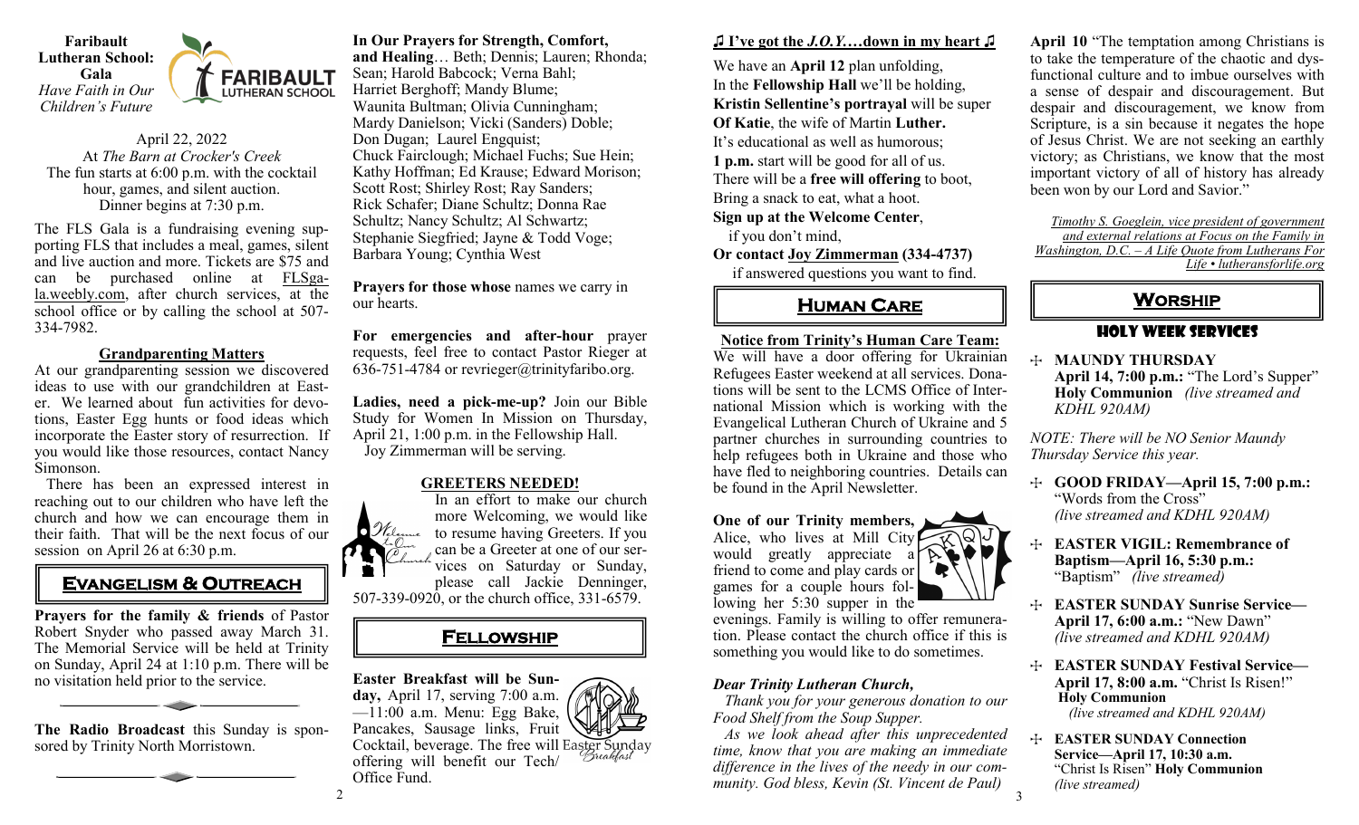**Faribault Lutheran School: Gala**
*Have Faith in Our Children's Future*

April 22, 2022
At *The Barn at Crocker's Creek*
The fun starts at 6:00 p.m. with the cocktail hour, games, and silent auction.
Dinner begins at 7:30 p.m.

The FLS Gala is a fundraising evening supporting FLS that includes a meal, games, silent and live auction and more. Tickets are $75 and can be purchased online at FLSgala.weebly.com, after church services, at the school office or by calling the school at 507-334-7982.

**Grandparenting Matters**

At our grandparenting session we discovered ideas to use with our grandchildren at Easter. We learned about fun activities for devotions, Easter Egg hunts or food ideas which incorporate the Easter story of resurrection. If you would like those resources, contact Nancy Simonson.

There has been an expressed interest in reaching out to our children who have left the church and how we can encourage them in their faith. That will be the next focus of our session on April 26 at 6:30 p.m.

## Evangelism & Outreach

**Prayers for the family & friends** of Pastor Robert Snyder who passed away March 31. The Memorial Service will be held at Trinity on Sunday, April 24 at 1:10 p.m. There will be no visitation held prior to the service.

**The Radio Broadcast** this Sunday is sponsored by Trinity North Morristown.

**In Our Prayers for Strength, Comfort, and Healing**… Beth; Dennis; Lauren; Rhonda; Sean; Harold Babcock; Verna Bahl; Harriet Berghoff; Mandy Blume; Waunita Bultman; Olivia Cunningham; Mardy Danielson; Vicki (Sanders) Doble; Don Dugan; Laurel Engquist; Chuck Fairclough; Michael Fuchs; Sue Hein; Kathy Hoffman; Ed Krause; Edward Morison; Scott Rost; Shirley Rost; Ray Sanders; Rick Schafer; Diane Schultz; Donna Rae Schultz; Nancy Schultz; Al Schwartz; Stephanie Siegfried; Jayne & Todd Voge; Barbara Young; Cynthia West

**Prayers for those whose** names we carry in our hearts.

**For emergencies and after-hour** prayer requests, feel free to contact Pastor Rieger at 636-751-4784 or revrieger@trinityfaribo.org.

**Ladies, need a pick-me-up?** Join our Bible Study for Women In Mission on Thursday, April 21, 1:00 p.m. in the Fellowship Hall.
Joy Zimmerman will be serving.

**GREETERS NEEDED!**

In an effort to make our church more Welcoming, we would like to resume having Greeters. If you can be a Greeter at one of our services on Saturday or Sunday, please call Jackie Denninger, 507-339-0920, or the church office, 331-6579.

## Fellowship

**Easter Breakfast will be Sunday,** April 17, serving 7:00 a.m. —11:00 a.m. Menu: Egg Bake, Pancakes, Sausage links, Fruit Cocktail, beverage. The free will offering will benefit our Tech/ Office Fund.

**♫ I've got the *J.O.Y.*…down in my heart ♫**

We have an **April 12** plan unfolding,
In the **Fellowship Hall** we'll be holding,
**Kristin Sellentine's portrayal** will be super
**Of Katie**, the wife of Martin **Luther.**
It's educational as well as humorous;
**1 p.m.** start will be good for all of us.
There will be a **free will offering** to boot,
Bring a snack to eat, what a hoot.
**Sign up at the Welcome Center**,
if you don't mind,
**Or contact Joy Zimmerman (334-4737)**
if answered questions you want to find.

## Human Care

**Notice from Trinity's Human Care Team:**
We will have a door offering for Ukrainian Refugees Easter weekend at all services. Donations will be sent to the LCMS Office of International Mission which is working with the Evangelical Lutheran Church of Ukraine and 5 partner churches in surrounding countries to help refugees both in Ukraine and those who have fled to neighboring countries. Details can be found in the April Newsletter.

**One of our Trinity members,** Alice, who lives at Mill City would greatly appreciate a friend to come and play cards or games for a couple hours following her 5:30 supper in the evenings. Family is willing to offer remuneration. Please contact the church office if this is something you would like to do sometimes.

***Dear Trinity Lutheran Church,***

*Thank you for your generous donation to our Food Shelf from the Soup Supper.*

*As we look ahead after this unprecedented time, know that you are making an immediate difference in the lives of the needy in our community. God bless, Kevin (St. Vincent de Paul)*

**April 10** "The temptation among Christians is to take the temperature of the chaotic and dysfunctional culture and to imbue ourselves with a sense of despair and discouragement. But despair and discouragement, we know from Scripture, is a sin because it negates the hope of Jesus Christ. We are not seeking an earthly victory; as Christians, we know that the most important victory of all of history has already been won by our Lord and Savior."

*Timothy S. Goeglein, vice president of government and external relations at Focus on the Family in Washington, D.C. – A Life Quote from Lutherans For Life • lutheransforlife.org*

## Worship

### Holy Week Services

- **MAUNDY THURSDAY**
  **April 14, 7:00 p.m.:** "The Lord's Supper" **Holy Communion** *(live streamed and KDHL 920AM)*

*NOTE: There will be NO Senior Maundy Thursday Service this year.*

- **GOOD FRIDAY—April 15, 7:00 p.m.:** "Words from the Cross" *(live streamed and KDHL 920AM)*
- **EASTER VIGIL: Remembrance of Baptism—April 16, 5:30 p.m.:** "Baptism" *(live streamed)*
- **EASTER SUNDAY Sunrise Service—April 17, 6:00 a.m.:** "New Dawn" *(live streamed and KDHL 920AM)*
- **EASTER SUNDAY Festival Service—April 17, 8:00 a.m.** "Christ Is Risen!" **Holy Communion** *(live streamed and KDHL 920AM)*
- **EASTER SUNDAY Connection Service—April 17, 10:30 a.m.** "Christ Is Risen" **Holy Communion** *(live streamed)*